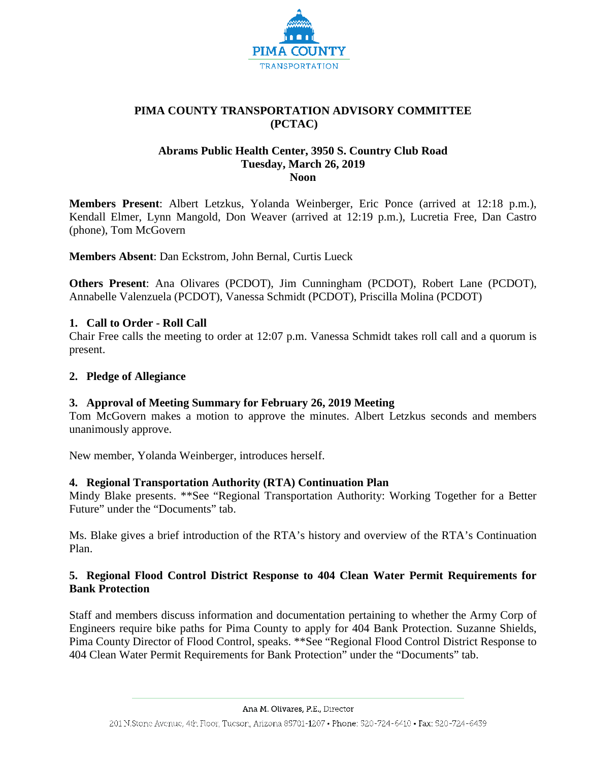# PIMA COUNTY TRANSPORTATION ADVISORY COMMITTEE (PCTAC)

**Abrams Public Health Center, 3950 S. Country Club Road**
**Tuesday, March 26, 2019**
**Noon**

**Members Present**: Albert Letzkus, Yolanda Weinberger, Eric Ponce (arrived at 12:18 p.m.), Kendall Elmer, Lynn Mangold, Don Weaver (arrived at 12:19 p.m.), Lucretia Free, Dan Castro (phone), Tom McGovern

**Members Absent**: Dan Eckstrom, John Bernal, Curtis Lueck

**Others Present**: Ana Olivares (PCDOT), Jim Cunningham (PCDOT), Robert Lane (PCDOT), Annabelle Valenzuela (PCDOT), Vanessa Schmidt (PCDOT), Priscilla Molina (PCDOT)

## 1. Call to Order - Roll Call

Chair Free calls the meeting to order at 12:07 p.m. Vanessa Schmidt takes roll call and a quorum is present.

## 2. Pledge of Allegiance

## 3. Approval of Meeting Summary for February 26, 2019 Meeting

Tom McGovern makes a motion to approve the minutes. Albert Letzkus seconds and members unanimously approve.

New member, Yolanda Weinberger, introduces herself.

## 4. Regional Transportation Authority (RTA) Continuation Plan

Mindy Blake presents. **See "Regional Transportation Authority: Working Together for a Better Future" under the "Documents" tab.

Ms. Blake gives a brief introduction of the RTA's history and overview of the RTA's Continuation Plan.

## 5. Regional Flood Control District Response to 404 Clean Water Permit Requirements for Bank Protection

Staff and members discuss information and documentation pertaining to whether the Army Corp of Engineers require bike paths for Pima County to apply for 404 Bank Protection. Suzanne Shields, Pima County Director of Flood Control, speaks. **See "Regional Flood Control District Response to 404 Clean Water Permit Requirements for Bank Protection" under the "Documents" tab.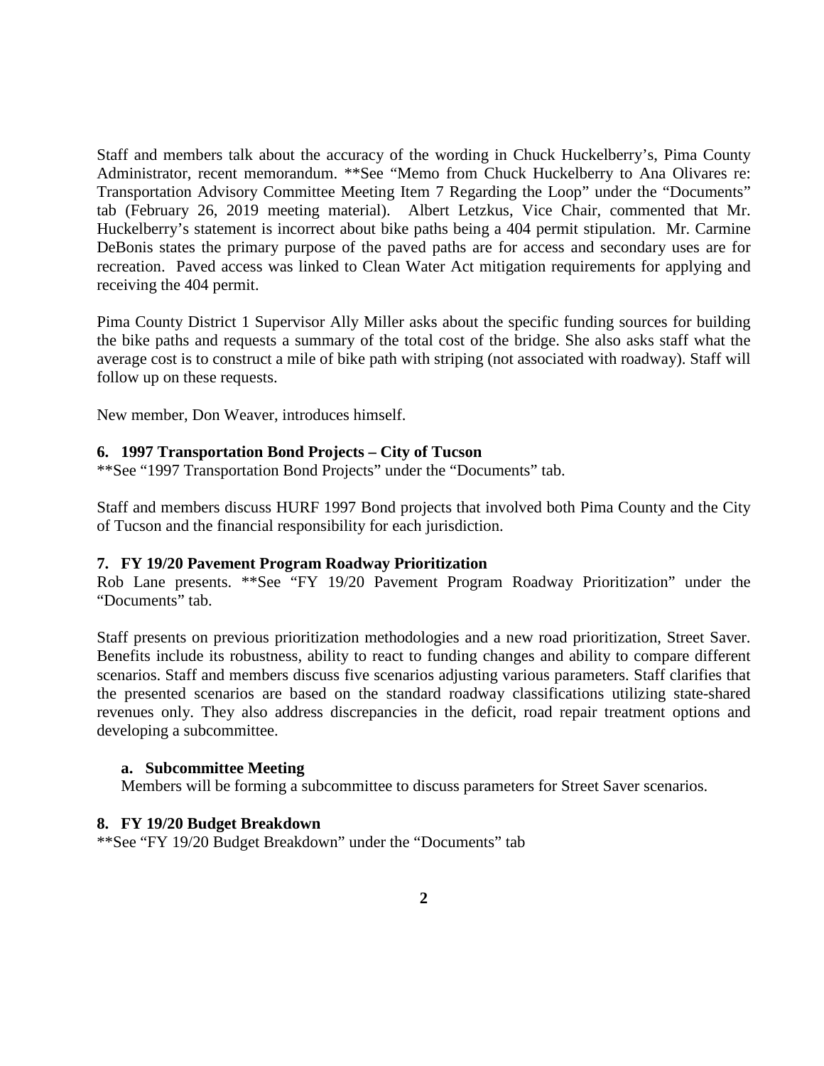Staff and members talk about the accuracy of the wording in Chuck Huckelberry's, Pima County Administrator, recent memorandum. **See "Memo from Chuck Huckelberry to Ana Olivares re: Transportation Advisory Committee Meeting Item 7 Regarding the Loop" under the "Documents" tab (February 26, 2019 meeting material). Albert Letzkus, Vice Chair, commented that Mr. Huckelberry's statement is incorrect about bike paths being a 404 permit stipulation. Mr. Carmine DeBonis states the primary purpose of the paved paths are for access and secondary uses are for recreation. Paved access was linked to Clean Water Act mitigation requirements for applying and receiving the 404 permit.

Pima County District 1 Supervisor Ally Miller asks about the specific funding sources for building the bike paths and requests a summary of the total cost of the bridge. She also asks staff what the average cost is to construct a mile of bike path with striping (not associated with roadway). Staff will follow up on these requests.

New member, Don Weaver, introduces himself.

**6. 1997 Transportation Bond Projects – City of Tucson**

**See "1997 Transportation Bond Projects" under the "Documents" tab.

Staff and members discuss HURF 1997 Bond projects that involved both Pima County and the City of Tucson and the financial responsibility for each jurisdiction.

**7. FY 19/20 Pavement Program Roadway Prioritization**

Rob Lane presents. **See "FY 19/20 Pavement Program Roadway Prioritization" under the "Documents" tab.

Staff presents on previous prioritization methodologies and a new road prioritization, Street Saver. Benefits include its robustness, ability to react to funding changes and ability to compare different scenarios. Staff and members discuss five scenarios adjusting various parameters. Staff clarifies that the presented scenarios are based on the standard roadway classifications utilizing state-shared revenues only. They also address discrepancies in the deficit, road repair treatment options and developing a subcommittee.

**a. Subcommittee Meeting**

Members will be forming a subcommittee to discuss parameters for Street Saver scenarios.

**8. FY 19/20 Budget Breakdown**

**See "FY 19/20 Budget Breakdown" under the "Documents" tab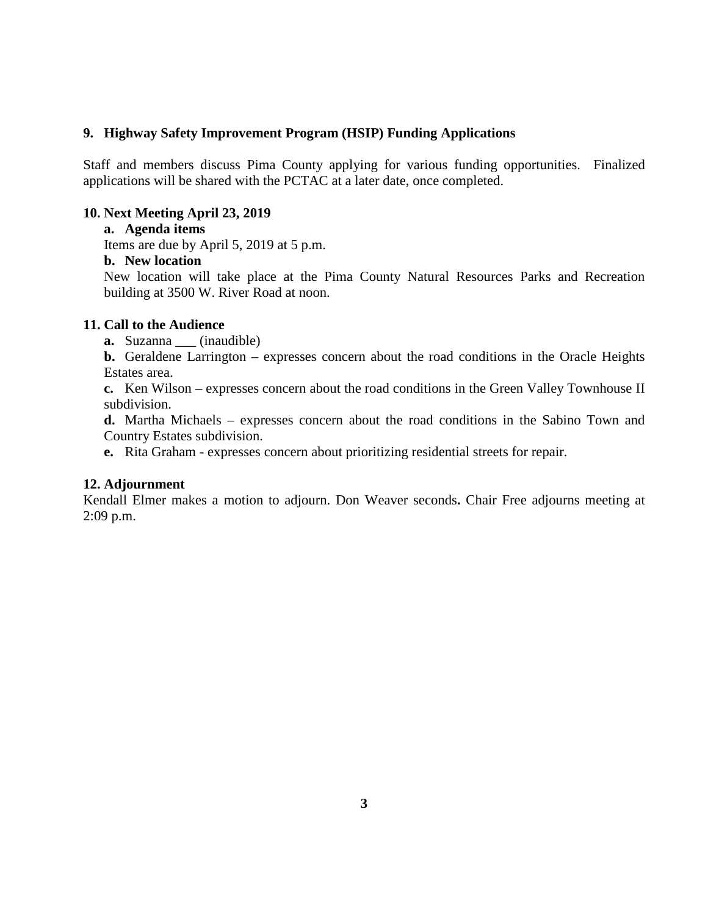**9. Highway Safety Improvement Program (HSIP) Funding Applications**

Staff and members discuss Pima County applying for various funding opportunities. Finalized applications will be shared with the PCTAC at a later date, once completed.

**10. Next Meeting April 23, 2019**

**a. Agenda items**

Items are due by April 5, 2019 at 5 p.m.

**b. New location**

New location will take place at the Pima County Natural Resources Parks and Recreation building at 3500 W. River Road at noon.

**11. Call to the Audience**

**a.** Suzanna ___ (inaudible)

**b.** Geraldene Larrington – expresses concern about the road conditions in the Oracle Heights Estates area.

**c.** Ken Wilson – expresses concern about the road conditions in the Green Valley Townhouse II subdivision.

**d.** Martha Michaels – expresses concern about the road conditions in the Sabino Town and Country Estates subdivision.

**e.** Rita Graham - expresses concern about prioritizing residential streets for repair.

**12. Adjournment**

Kendall Elmer makes a motion to adjourn. Don Weaver seconds**.** Chair Free adjourns meeting at 2:09 p.m.